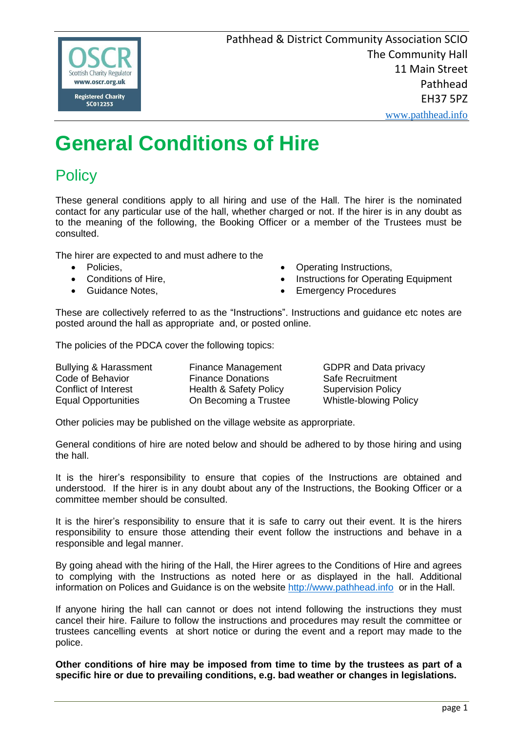Pathhead & District Community Association SCIO
The Community Hall
11 Main Street
Pathhead
EH37 5PZ
www.pathhead.info

OSCR Scottish Charity Regulator www.oscr.org.uk Registered Charity SC012253

# General Conditions of Hire

## Policy

These general conditions apply to all hiring and use of the Hall. The hirer is the nominated contact for any particular use of the hall, whether charged or not. If the hirer is in any doubt as to the meaning of the following, the Booking Officer or a member of the Trustees must be consulted.

The hirer are expected to and must adhere to the

- Policies,
- Conditions of Hire,
- Guidance Notes,
- Operating Instructions,
- Instructions for Operating Equipment
- Emergency Procedures

These are collectively referred to as the "Instructions". Instructions and guidance etc notes are posted around the hall as appropriate and, or posted online.

The policies of the PDCA cover the following topics:

| | | |
|---|---|---|
| Bullying & Harassment | Finance Management | GDPR and Data privacy |
| Code of Behavior | Finance Donations | Safe Recruitment |
| Conflict of Interest | Health & Safety Policy | Supervision Policy |
| Equal Opportunities | On Becoming a Trustee | Whistle-blowing Policy |

Other policies may be published on the village website as approrpriate.

General conditions of hire are noted below and should be adhered to by those hiring and using the hall.

It is the hirer's responsibility to ensure that copies of the Instructions are obtained and understood. If the hirer is in any doubt about any of the Instructions, the Booking Officer or a committee member should be consulted.

It is the hirer's responsibility to ensure that it is safe to carry out their event. It is the hirers responsibility to ensure those attending their event follow the instructions and behave in a responsible and legal manner.

By going ahead with the hiring of the Hall, the Hirer agrees to the Conditions of Hire and agrees to complying with the Instructions as noted here or as displayed in the hall. Additional information on Polices and Guidance is on the website http://www.pathhead.info or in the Hall.

If anyone hiring the hall can cannot or does not intend following the instructions they must cancel their hire. Failure to follow the instructions and procedures may result the committee or trustees cancelling events at short notice or during the event and a report may made to the police.

**Other conditions of hire may be imposed from time to time by the trustees as part of a specific hire or due to prevailing conditions, e.g. bad weather or changes in legislations.**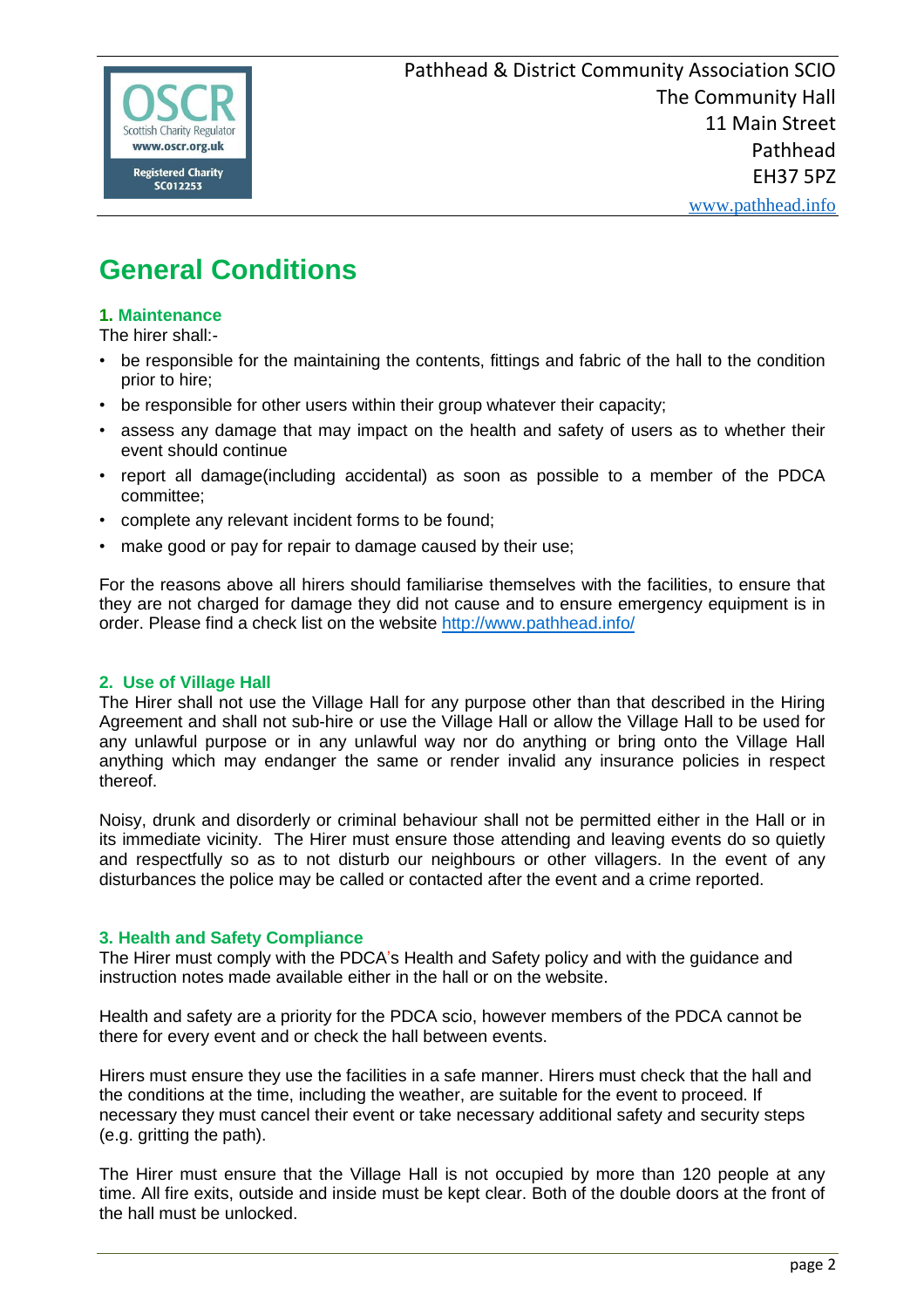Pathhead & District Community Association SCIO
The Community Hall
11 Main Street
Pathhead
EH37 5PZ
www.pathhead.info

# General Conditions

### 1. Maintenance

The hirer shall:-

- be responsible for the maintaining the contents, fittings and fabric of the hall to the condition prior to hire;
- be responsible for other users within their group whatever their capacity;
- assess any damage that may impact on the health and safety of users as to whether their event should continue
- report all damage(including accidental) as soon as possible to a member of the PDCA committee;
- complete any relevant incident forms to be found;
- make good or pay for repair to damage caused by their use;

For the reasons above all hirers should familiarise themselves with the facilities, to ensure that they are not charged for damage they did not cause and to ensure emergency equipment is in order. Please find a check list on the website http://www.pathhead.info/

### 2. Use of Village Hall

The Hirer shall not use the Village Hall for any purpose other than that described in the Hiring Agreement and shall not sub-hire or use the Village Hall or allow the Village Hall to be used for any unlawful purpose or in any unlawful way nor do anything or bring onto the Village Hall anything which may endanger the same or render invalid any insurance policies in respect thereof.

Noisy, drunk and disorderly or criminal behaviour shall not be permitted either in the Hall or in its immediate vicinity. The Hirer must ensure those attending and leaving events do so quietly and respectfully so as to not disturb our neighbours or other villagers. In the event of any disturbances the police may be called or contacted after the event and a crime reported.

### 3. Health and Safety Compliance

The Hirer must comply with the PDCA's Health and Safety policy and with the guidance and instruction notes made available either in the hall or on the website.

Health and safety are a priority for the PDCA scio, however members of the PDCA cannot be there for every event and or check the hall between events.

Hirers must ensure they use the facilities in a safe manner. Hirers must check that the hall and the conditions at the time, including the weather, are suitable for the event to proceed. If necessary they must cancel their event or take necessary additional safety and security steps (e.g. gritting the path).

The Hirer must ensure that the Village Hall is not occupied by more than 120 people at any time. All fire exits, outside and inside must be kept clear. Both of the double doors at the front of the hall must be unlocked.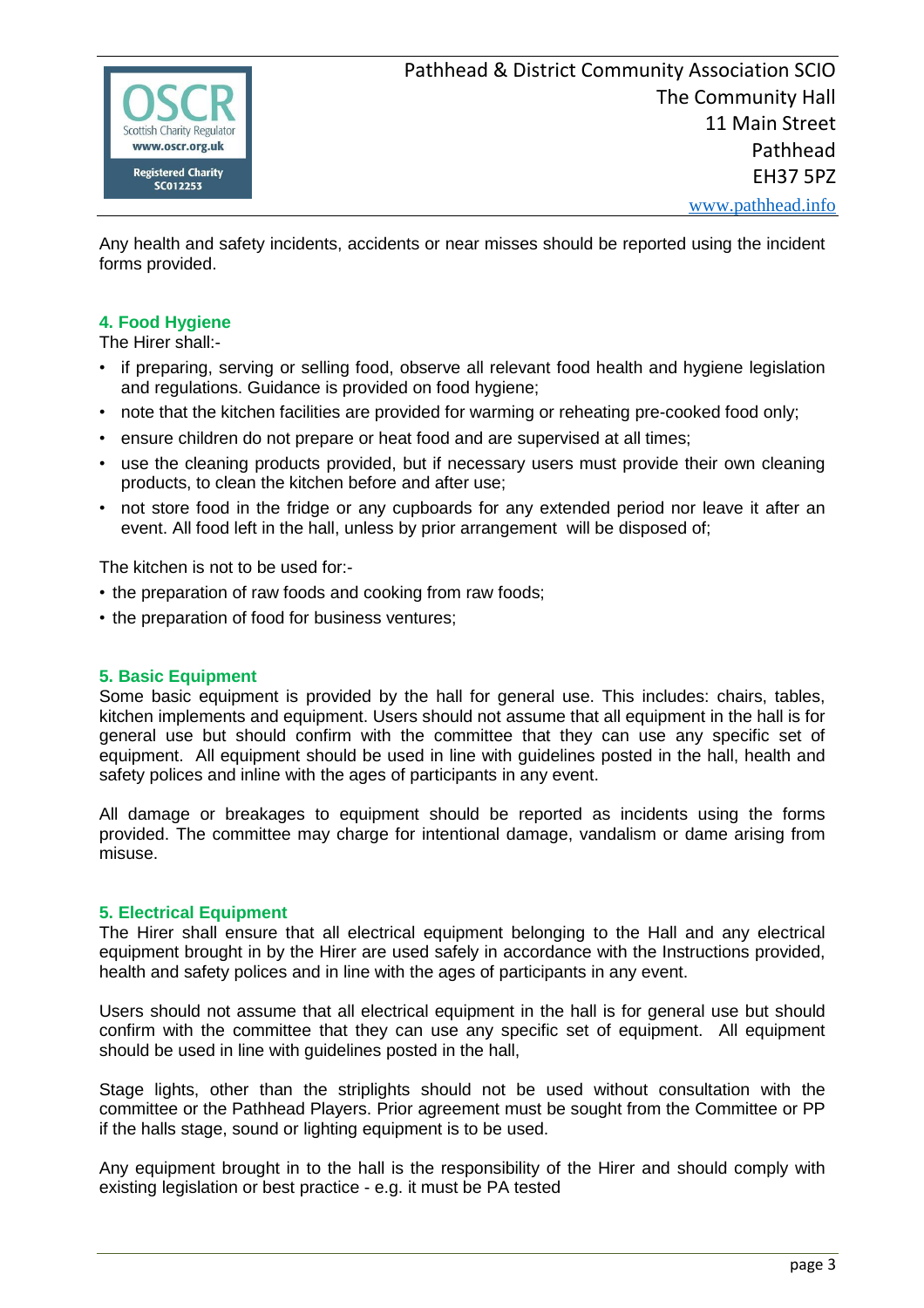Any health and safety incidents, accidents or near misses should be reported using the incident forms provided.

## 4. Food Hygiene

The Hirer shall:-

- if preparing, serving or selling food, observe all relevant food health and hygiene legislation and regulations. Guidance is provided on food hygiene;
- note that the kitchen facilities are provided for warming or reheating pre-cooked food only;
- ensure children do not prepare or heat food and are supervised at all times;
- use the cleaning products provided, but if necessary users must provide their own cleaning products, to clean the kitchen before and after use;
- not store food in the fridge or any cupboards for any extended period nor leave it after an event. All food left in the hall, unless by prior arrangement will be disposed of;

The kitchen is not to be used for:-

- the preparation of raw foods and cooking from raw foods;
- the preparation of food for business ventures;

## 5. Basic Equipment

Some basic equipment is provided by the hall for general use. This includes: chairs, tables, kitchen implements and equipment. Users should not assume that all equipment in the hall is for general use but should confirm with the committee that they can use any specific set of equipment. All equipment should be used in line with guidelines posted in the hall, health and safety polices and inline with the ages of participants in any event.

All damage or breakages to equipment should be reported as incidents using the forms provided. The committee may charge for intentional damage, vandalism or dame arising from misuse.

## 5. Electrical Equipment

The Hirer shall ensure that all electrical equipment belonging to the Hall and any electrical equipment brought in by the Hirer are used safely in accordance with the Instructions provided, health and safety polices and in line with the ages of participants in any event.

Users should not assume that all electrical equipment in the hall is for general use but should confirm with the committee that they can use any specific set of equipment. All equipment should be used in line with guidelines posted in the hall,

Stage lights, other than the striplights should not be used without consultation with the committee or the Pathhead Players. Prior agreement must be sought from the Committee or PP if the halls stage, sound or lighting equipment is to be used.

Any equipment brought in to the hall is the responsibility of the Hirer and should comply with existing legislation or best practice - e.g. it must be PA tested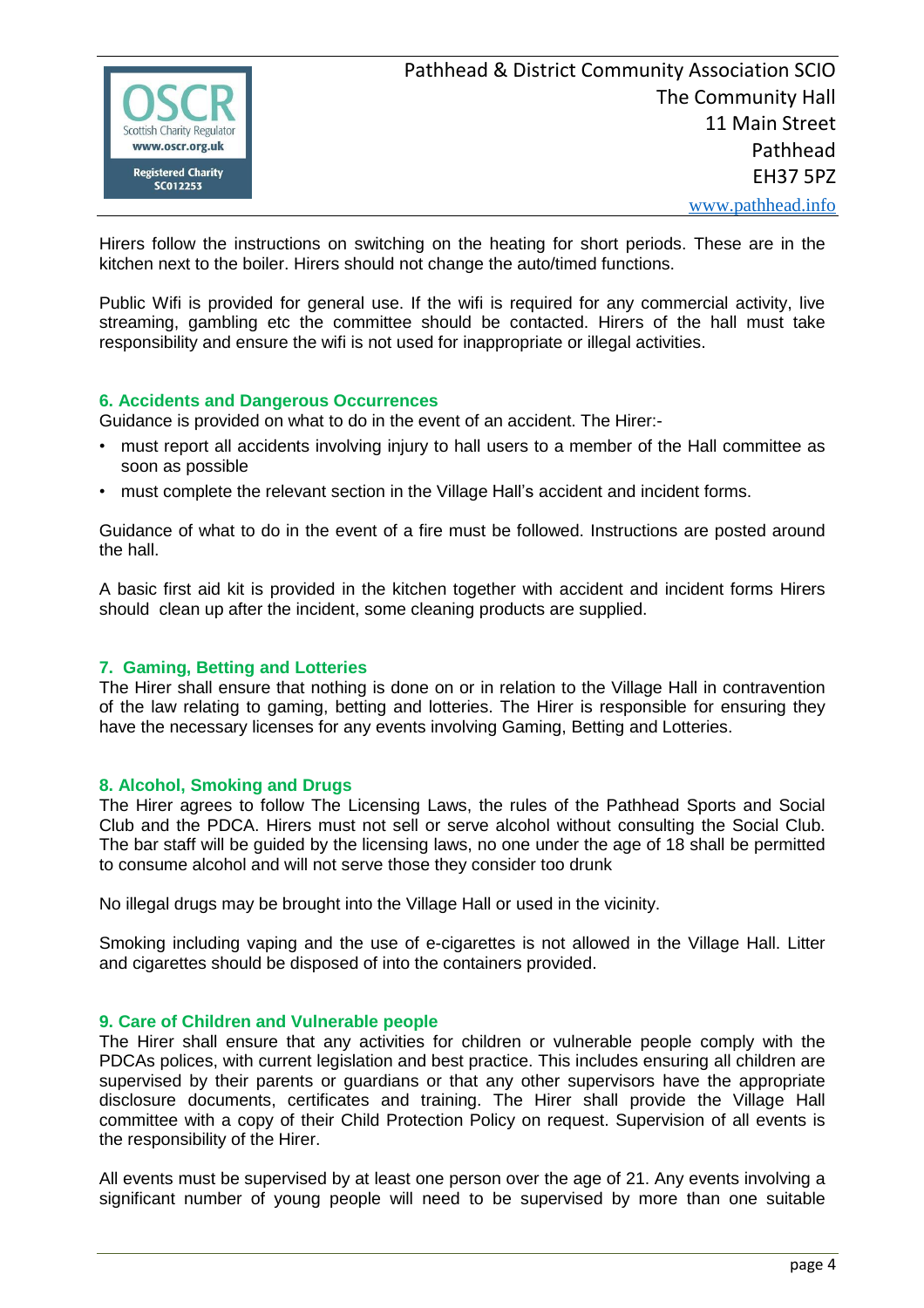Hirers follow the instructions on switching on the heating for short periods. These are in the kitchen next to the boiler. Hirers should not change the auto/timed functions.

Public Wifi is provided for general use. If the wifi is required for any commercial activity, live streaming, gambling etc the committee should be contacted. Hirers of the hall must take responsibility and ensure the wifi is not used for inappropriate or illegal activities.

### 6. Accidents and Dangerous Occurrences

Guidance is provided on what to do in the event of an accident. The Hirer:-

- must report all accidents involving injury to hall users to a member of the Hall committee as soon as possible
- must complete the relevant section in the Village Hall's accident and incident forms.

Guidance of what to do in the event of a fire must be followed. Instructions are posted around the hall.

A basic first aid kit is provided in the kitchen together with accident and incident forms Hirers should clean up after the incident, some cleaning products are supplied.

### 7. Gaming, Betting and Lotteries

The Hirer shall ensure that nothing is done on or in relation to the Village Hall in contravention of the law relating to gaming, betting and lotteries. The Hirer is responsible for ensuring they have the necessary licenses for any events involving Gaming, Betting and Lotteries.

### 8. Alcohol, Smoking and Drugs

The Hirer agrees to follow The Licensing Laws, the rules of the Pathhead Sports and Social Club and the PDCA. Hirers must not sell or serve alcohol without consulting the Social Club. The bar staff will be guided by the licensing laws, no one under the age of 18 shall be permitted to consume alcohol and will not serve those they consider too drunk

No illegal drugs may be brought into the Village Hall or used in the vicinity.

Smoking including vaping and the use of e-cigarettes is not allowed in the Village Hall. Litter and cigarettes should be disposed of into the containers provided.

### 9. Care of Children and Vulnerable people

The Hirer shall ensure that any activities for children or vulnerable people comply with the PDCAs polices, with current legislation and best practice. This includes ensuring all children are supervised by their parents or guardians or that any other supervisors have the appropriate disclosure documents, certificates and training. The Hirer shall provide the Village Hall committee with a copy of their Child Protection Policy on request. Supervision of all events is the responsibility of the Hirer.

All events must be supervised by at least one person over the age of 21. Any events involving a significant number of young people will need to be supervised by more than one suitable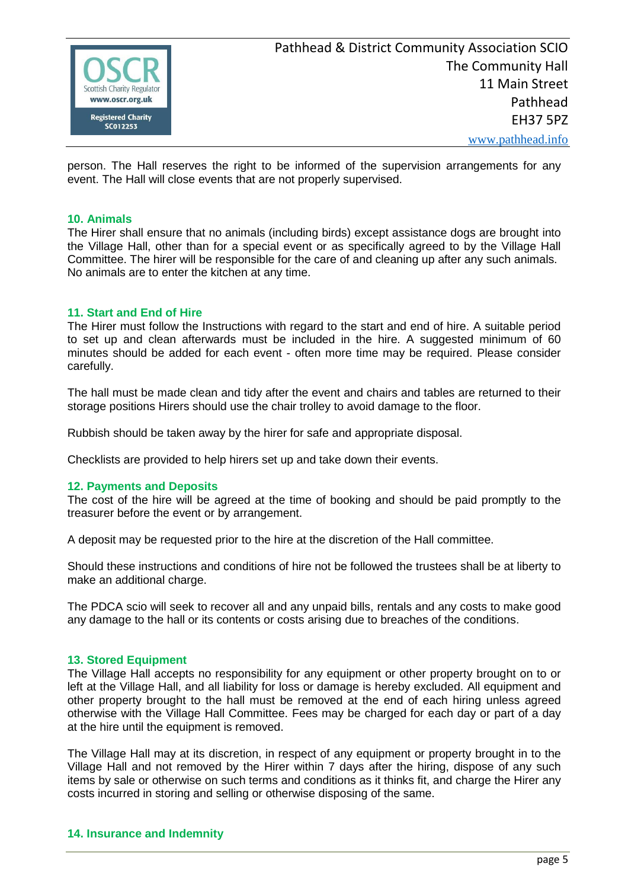person. The Hall reserves the right to be informed of the supervision arrangements for any event. The Hall will close events that are not properly supervised.

### 10. Animals

The Hirer shall ensure that no animals (including birds) except assistance dogs are brought into the Village Hall, other than for a special event or as specifically agreed to by the Village Hall Committee. The hirer will be responsible for the care of and cleaning up after any such animals. No animals are to enter the kitchen at any time.

### 11. Start and End of Hire

The Hirer must follow the Instructions with regard to the start and end of hire. A suitable period to set up and clean afterwards must be included in the hire. A suggested minimum of 60 minutes should be added for each event - often more time may be required. Please consider carefully.

The hall must be made clean and tidy after the event and chairs and tables are returned to their storage positions Hirers should use the chair trolley to avoid damage to the floor.

Rubbish should be taken away by the hirer for safe and appropriate disposal.

Checklists are provided to help hirers set up and take down their events.

### 12. Payments and Deposits

The cost of the hire will be agreed at the time of booking and should be paid promptly to the treasurer before the event or by arrangement.

A deposit may be requested prior to the hire at the discretion of the Hall committee.

Should these instructions and conditions of hire not be followed the trustees shall be at liberty to make an additional charge.

The PDCA scio will seek to recover all and any unpaid bills, rentals and any costs to make good any damage to the hall or its contents or costs arising due to breaches of the conditions.

### 13. Stored Equipment

The Village Hall accepts no responsibility for any equipment or other property brought on to or left at the Village Hall, and all liability for loss or damage is hereby excluded. All equipment and other property brought to the hall must be removed at the end of each hiring unless agreed otherwise with the Village Hall Committee. Fees may be charged for each day or part of a day at the hire until the equipment is removed.

The Village Hall may at its discretion, in respect of any equipment or property brought in to the Village Hall and not removed by the Hirer within 7 days after the hiring, dispose of any such items by sale or otherwise on such terms and conditions as it thinks fit, and charge the Hirer any costs incurred in storing and selling or otherwise disposing of the same.

### 14. Insurance and Indemnity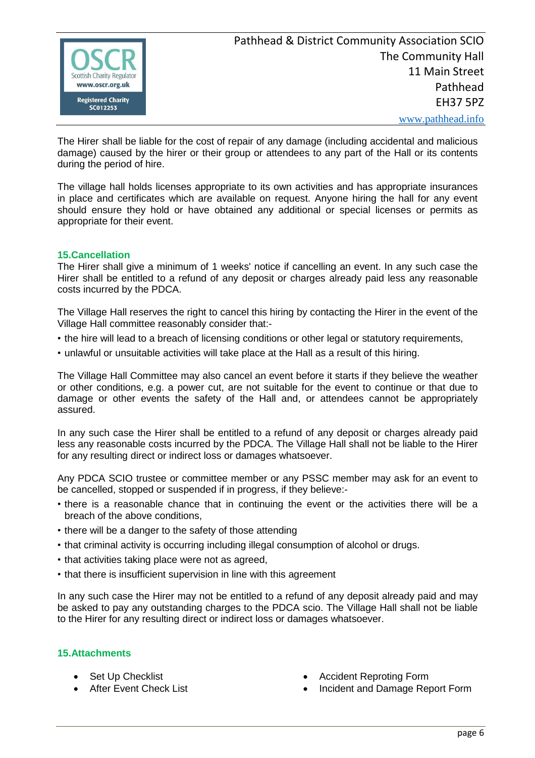The Hirer shall be liable for the cost of repair of any damage (including accidental and malicious damage) caused by the hirer or their group or attendees to any part of the Hall or its contents during the period of hire.

The village hall holds licenses appropriate to its own activities and has appropriate insurances in place and certificates which are available on request. Anyone hiring the hall for any event should ensure they hold or have obtained any additional or special licenses or permits as appropriate for their event.

### 15.Cancellation

The Hirer shall give a minimum of 1 weeks' notice if cancelling an event. In any such case the Hirer shall be entitled to a refund of any deposit or charges already paid less any reasonable costs incurred by the PDCA.

The Village Hall reserves the right to cancel this hiring by contacting the Hirer in the event of the Village Hall committee reasonably consider that:-

- the hire will lead to a breach of licensing conditions or other legal or statutory requirements,
- unlawful or unsuitable activities will take place at the Hall as a result of this hiring.

The Village Hall Committee may also cancel an event before it starts if they believe the weather or other conditions, e.g. a power cut, are not suitable for the event to continue or that due to damage or other events the safety of the Hall and, or attendees cannot be appropriately assured.

In any such case the Hirer shall be entitled to a refund of any deposit or charges already paid less any reasonable costs incurred by the PDCA. The Village Hall shall not be liable to the Hirer for any resulting direct or indirect loss or damages whatsoever.

Any PDCA SCIO trustee or committee member or any PSSC member may ask for an event to be cancelled, stopped or suspended if in progress, if they believe:-

- there is a reasonable chance that in continuing the event or the activities there will be a breach of the above conditions,
- there will be a danger to the safety of those attending
- that criminal activity is occurring including illegal consumption of alcohol or drugs.
- that activities taking place were not as agreed,
- that there is insufficient supervision in line with this agreement

In any such case the Hirer may not be entitled to a refund of any deposit already paid and may be asked to pay any outstanding charges to the PDCA scio. The Village Hall shall not be liable to the Hirer for any resulting direct or indirect loss or damages whatsoever.

### 15.Attachments

- Set Up Checklist
- After Event Check List
- Accident Reproting Form
- Incident and Damage Report Form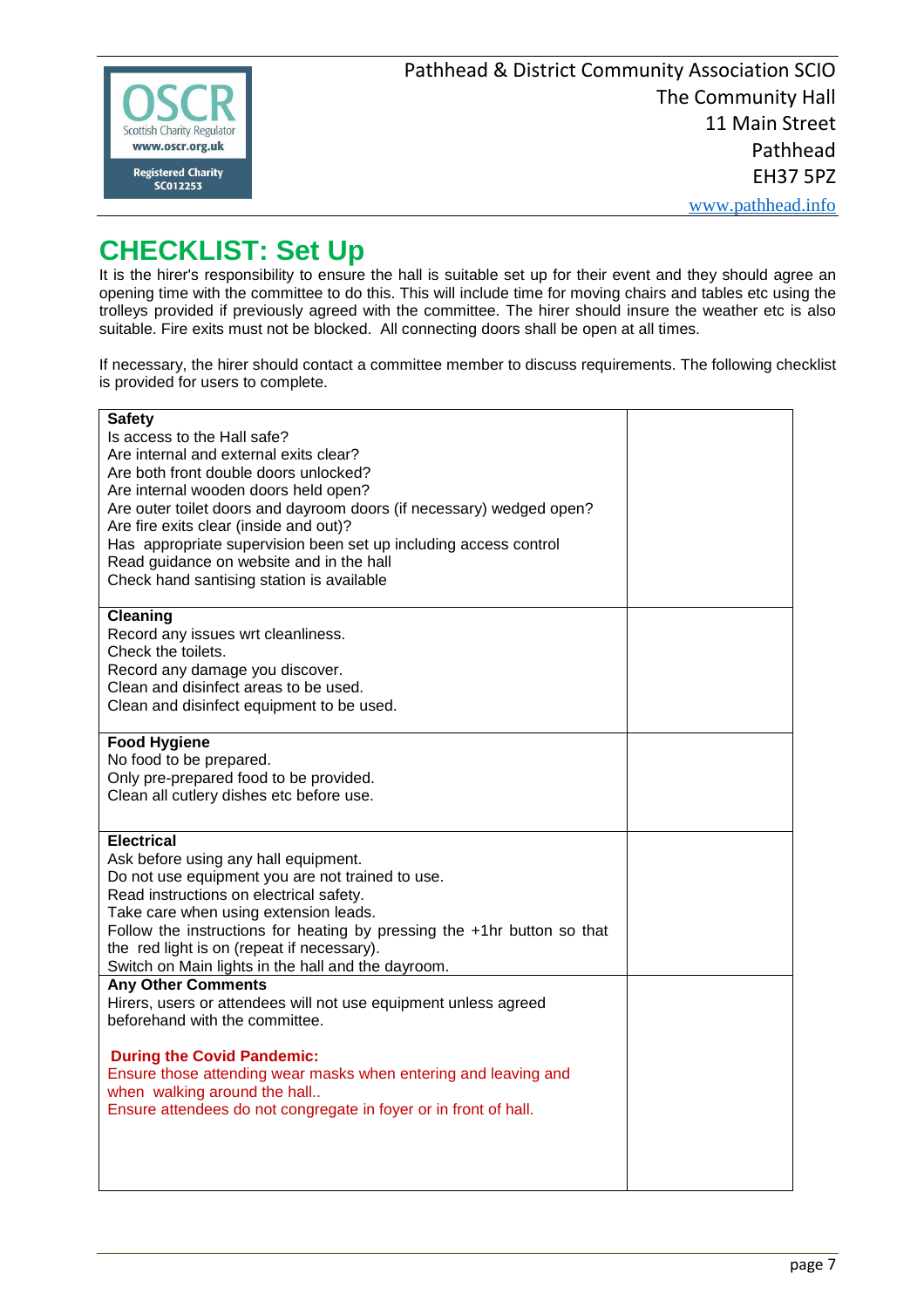Pathhead & District Community Association SCIO
The Community Hall
11 Main Street
Pathhead
EH37 5PZ
www.pathhead.info

# CHECKLIST: Set Up

It is the hirer's responsibility to ensure the hall is suitable set up for their event and they should agree an opening time with the committee to do this. This will include time for moving chairs and tables etc using the trolleys provided if previously agreed with the committee. The hirer should insure the weather etc is also suitable. Fire exits must not be blocked. All connecting doors shall be open at all times.

If necessary, the hirer should contact a committee member to discuss requirements. The following checklist is provided for users to complete.

| | |
|---|---|
| **Safety**<br>Is access to the Hall safe?<br>Are internal and external exits clear?<br>Are both front double doors unlocked?<br>Are internal wooden doors held open?<br>Are outer toilet doors and dayroom doors (if necessary) wedged open?<br>Are fire exits clear (inside and out)?<br>Has appropriate supervision been set up including access control<br>Read guidance on website and in the hall<br>Check hand santising station is available | |
| **Cleaning**<br>Record any issues wrt cleanliness.<br>Check the toilets.<br>Record any damage you discover.<br>Clean and disinfect areas to be used.<br>Clean and disinfect equipment to be used. | |
| **Food Hygiene**<br>No food to be prepared.<br>Only pre-prepared food to be provided.<br>Clean all cutlery dishes etc before use. | |
| **Electrical**<br>Ask before using any hall equipment.<br>Do not use equipment you are not trained to use.<br>Read instructions on electrical safety.<br>Take care when using extension leads.<br>Follow the instructions for heating by pressing the +1hr button so that the red light is on (repeat if necessary).<br>Switch on Main lights in the hall and the dayroom. | |
| **Any Other Comments**<br>Hirers, users or attendees will not use equipment unless agreed beforehand with the committee.<br><br>**During the Covid Pandemic:**<br>Ensure those attending wear masks when entering and leaving and when walking around the hall..<br>Ensure attendees do not congregate in foyer or in front of hall. | |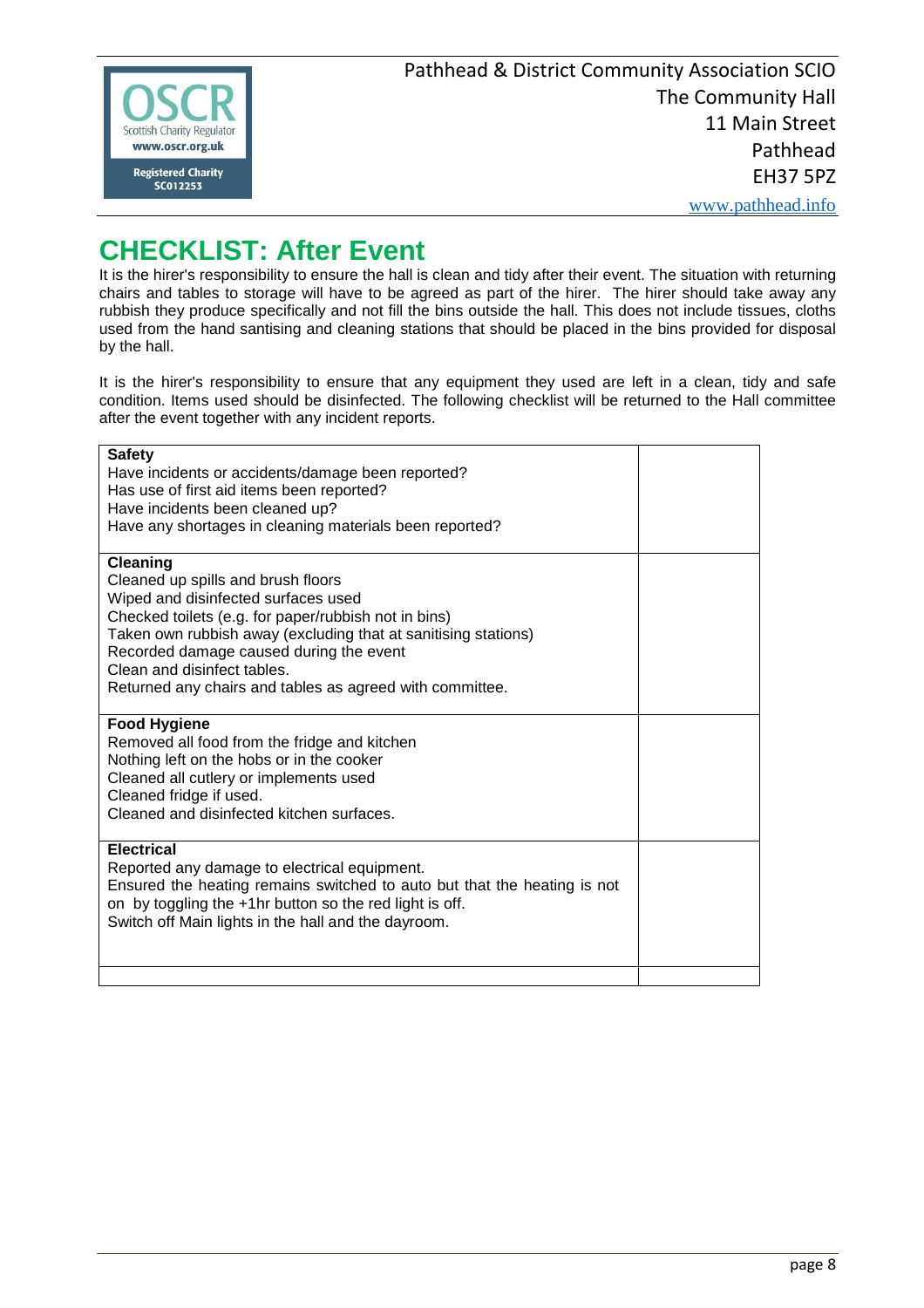Pathhead & District Community Association SCIO
The Community Hall
11 Main Street
Pathhead
EH37 5PZ
www.pathhead.info

Scottish Charity Regulator www.oscr.org.uk Registered Charity SC012253

# CHECKLIST: After Event

It is the hirer's responsibility to ensure the hall is clean and tidy after their event. The situation with returning chairs and tables to storage will have to be agreed as part of the hirer. The hirer should take away any rubbish they produce specifically and not fill the bins outside the hall. This does not include tissues, cloths used from the hand santising and cleaning stations that should be placed in the bins provided for disposal by the hall.

It is the hirer's responsibility to ensure that any equipment they used are left in a clean, tidy and safe condition. Items used should be disinfected. The following checklist will be returned to the Hall committee after the event together with any incident reports.

| | |
|---|---|
| **Safety**<br>Have incidents or accidents/damage been reported?<br>Has use of first aid items been reported?<br>Have incidents been cleaned up?<br>Have any shortages in cleaning materials been reported? | |
| **Cleaning**<br>Cleaned up spills and brush floors<br>Wiped and disinfected surfaces used<br>Checked toilets (e.g. for paper/rubbish not in bins)<br>Taken own rubbish away (excluding that at sanitising stations)<br>Recorded damage caused during the event<br>Clean and disinfect tables.<br>Returned any chairs and tables as agreed with committee. | |
| **Food Hygiene**<br>Removed all food from the fridge and kitchen<br>Nothing left on the hobs or in the cooker<br>Cleaned all cutlery or implements used<br>Cleaned fridge if used.<br>Cleaned and disinfected kitchen surfaces. | |
| **Electrical**<br>Reported any damage to electrical equipment.<br>Ensured the heating remains switched to auto but that the heating is not on by toggling the +1hr button so the red light is off.<br>Switch off Main lights in the hall and the dayroom. | |
| | |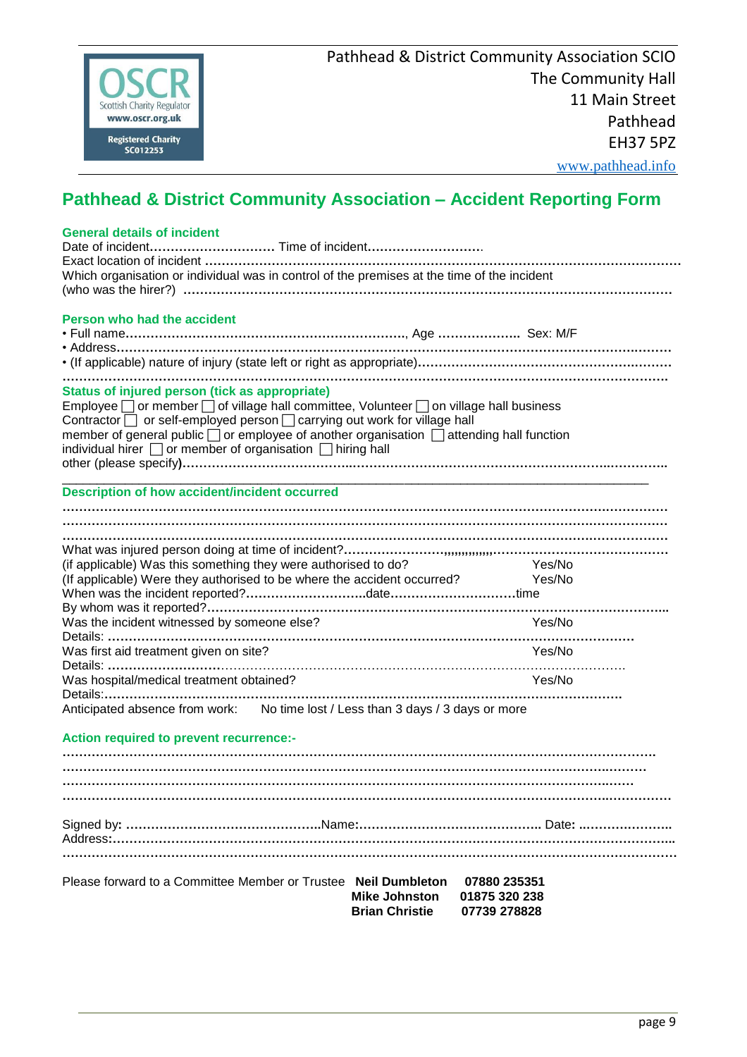OSCR
Scottish Charity Regulator
www.oscr.org.uk
Registered Charity
SC012253

Pathhead & District Community Association SCIO
The Community Hall
11 Main Street
Pathhead
EH37 5PZ
www.pathhead.info

## Pathhead & District Community Association – Accident Reporting Form

### General details of incident

Date of incident………………………… Time of incident………………………

Exact location of incident ……………………………………………………………………………………………………

Which organisation or individual was in control of the premises at the time of the incident (who was the hirer?) ……………………………………………………………………………………………………

### Person who had the accident

- Full name……………………………………………………………, Age ……………….. Sex: M/F
- Address…………………………………………………………………………………………………………
- (If applicable) nature of injury (state left or right as appropriate)……………………………………………………

……………………………………………………………………………………………………………………

### Status of injured person (tick as appropriate)

Employee ☐ or member ☐ of village hall committee, Volunteer ☐ on village hall business

Contractor ☐ or self-employed person ☐ carrying out work for village hall

member of general public ☐ or employee of another organisation ☐ attending hall function

individual hirer ☐ or member of organisation ☐ hiring hall

other (please specify)……………………………………………………………………………………………

### Description of how accident/incident occurred

……………………………………………………………………………………………………………………

……………………………………………………………………………………………………………………

……………………………………………………………………………………………………………………

What was injured person doing at time of incident?……………………,,,,,,,,,,,,,…………………………………

(if applicable) Was this something they were authorised to do? Yes/No

(If applicable) Were they authorised to be where the accident occurred? Yes/No

When was the incident reported?…………………………date…………………………time

By whom was it reported?………………………………………………………………………………………

Was the incident witnessed by someone else? Yes/No

Details: ………………………………………………………………………………………………………

Was first aid treatment given on site? Yes/No

Details: ………………………………………………………………………………………………………

Was hospital/medical treatment obtained? Yes/No

Details:………………………………………………………………………………………………………

Anticipated absence from work: No time lost / Less than 3 days / 3 days or more

### Action required to prevent recurrence:-

……………………………………………………………………………………………………………………

……………………………………………………………………………………………………………………

……………………………………………………………………………………………………………………

……………………………………………………………………………………………………………………

Signed by: …………………………………………Name:……………………………………… Date: …………………

Address:……………………………………………………………………………………………………………

……………………………………………………………………………………………………………………

Please forward to a Committee Member or Trustee **Neil Dumbleton 07880 235351**
**Mike Johnston 01875 320 238**
**Brian Christie 07739 278828**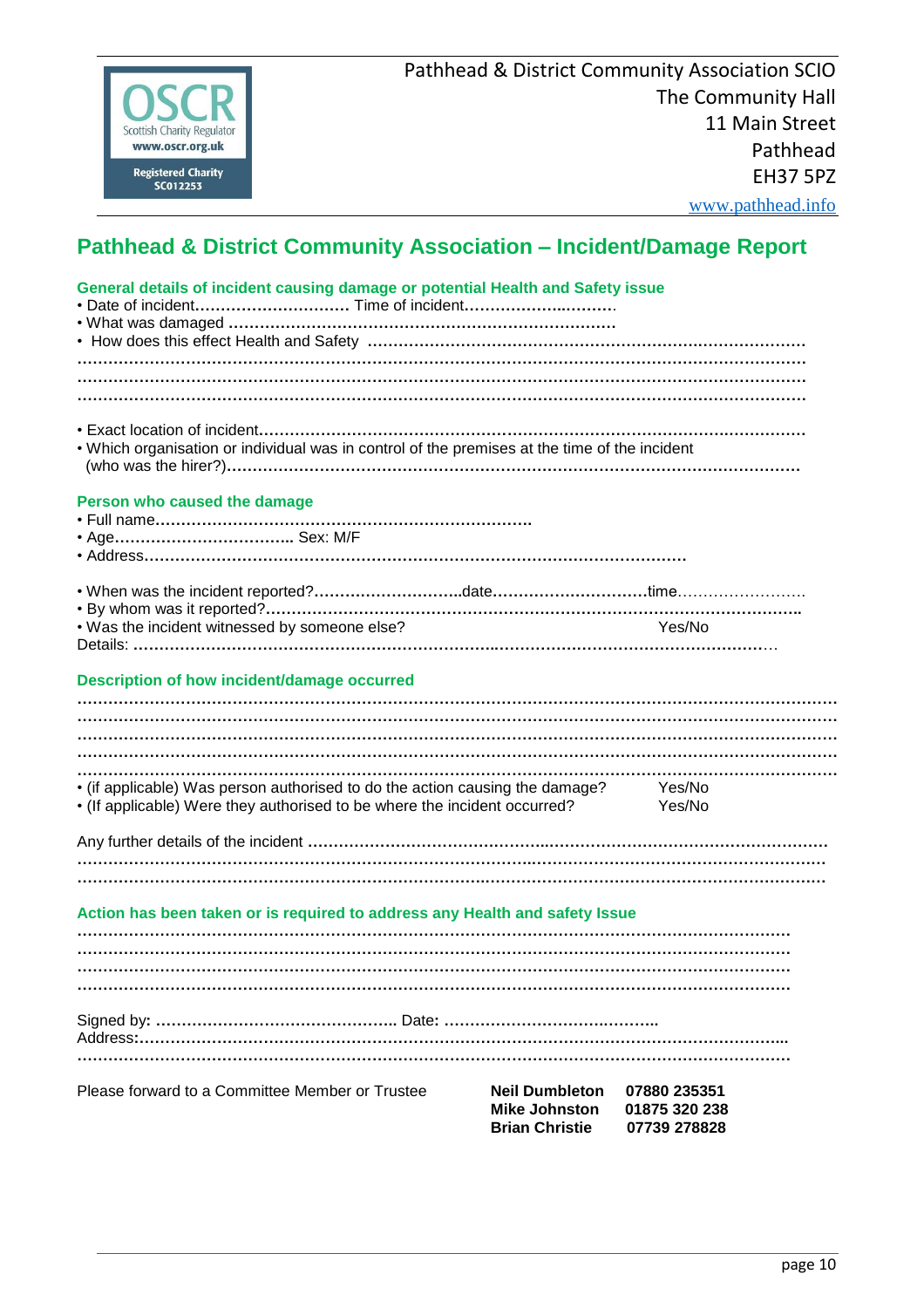OSCR
Scottish Charity Regulator
www.oscr.org.uk
Registered Charity
SC012253

Pathhead & District Community Association SCIO
The Community Hall
11 Main Street
Pathhead
EH37 5PZ
www.pathhead.info

## Pathhead & District Community Association – Incident/Damage Report

### General details of incident causing damage or potential Health and Safety issue

- Date of incident………………………… Time of incident…………………………
- What was damaged ……………………………………………………………………
- How does this effect Health and Safety ………………………………………………………………………………

………………………………………………………………………………………………………………………

………………………………………………………………………………………………………………………

………………………………………………………………………………………………………………………

- Exact location of incident…………………………………………………………………………………………
- Which organisation or individual was in control of the premises at the time of the incident (who was the hirer?)……………………………………………………………………………………………

### Person who caused the damage

- Full name………………………………………………………………
- Age……………………………… Sex: M/F
- Address………………………………………………………………………………………………

- When was the incident reported?………………………..date…………………………time……………………
- By whom was it reported?………………………………………………………………………………………..
- Was the incident witnessed by someone else? Yes/No

Details: ……………………………………………………………………………………………………………

### Description of how incident/damage occurred

………………………………………………………………………………………………………………………

………………………………………………………………………………………………………………………

………………………………………………………………………………………………………………………

………………………………………………………………………………………………………………………

………………………………………………………………………………………………………………………

- (if applicable) Was person authorised to do the action causing the damage? Yes/No
- (If applicable) Were they authorised to be where the incident occurred? Yes/No

Any further details of the incident ……………………………………………………………………………………

………………………………………………………………………………………………………………………

………………………………………………………………………………………………………………………

### Action has been taken or is required to address any Health and safety Issue

………………………………………………………………………………………………………………………

………………………………………………………………………………………………………………………

………………………………………………………………………………………………………………………

………………………………………………………………………………………………………………………

Signed by: ………………………………………….. Date: ……………………………………..

Address:……………………………………………………………………………………………………………..

………………………………………………………………………………………………………………………

Please forward to a Committee Member or Trustee

**Neil Dumbleton** **07880 235351**
**Mike Johnston** **01875 320 238**
**Brian Christie** **07739 278828**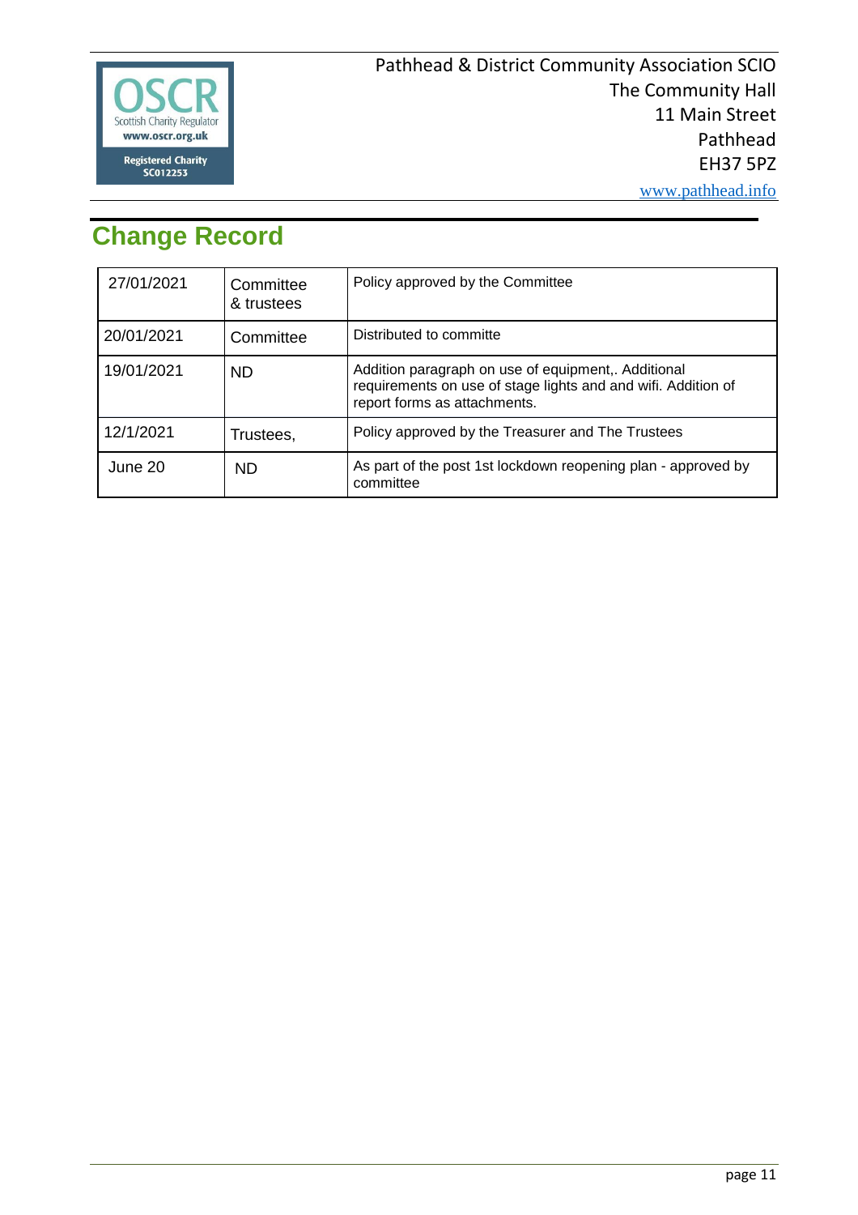## Change Record

| | | |
|---|---|---|
| 27/01/2021 | Committee & trustees | Policy approved by the Committee |
| 20/01/2021 | Committee | Distributed to committe |
| 19/01/2021 | ND | Addition paragraph on use of equipment,. Additional requirements on use of stage lights and and wifi. Addition of report forms as attachments. |
| 12/1/2021 | Trustees, | Policy approved by the Treasurer and The Trustees |
| June 20 | ND | As part of the post 1st lockdown reopening plan - approved by committee |